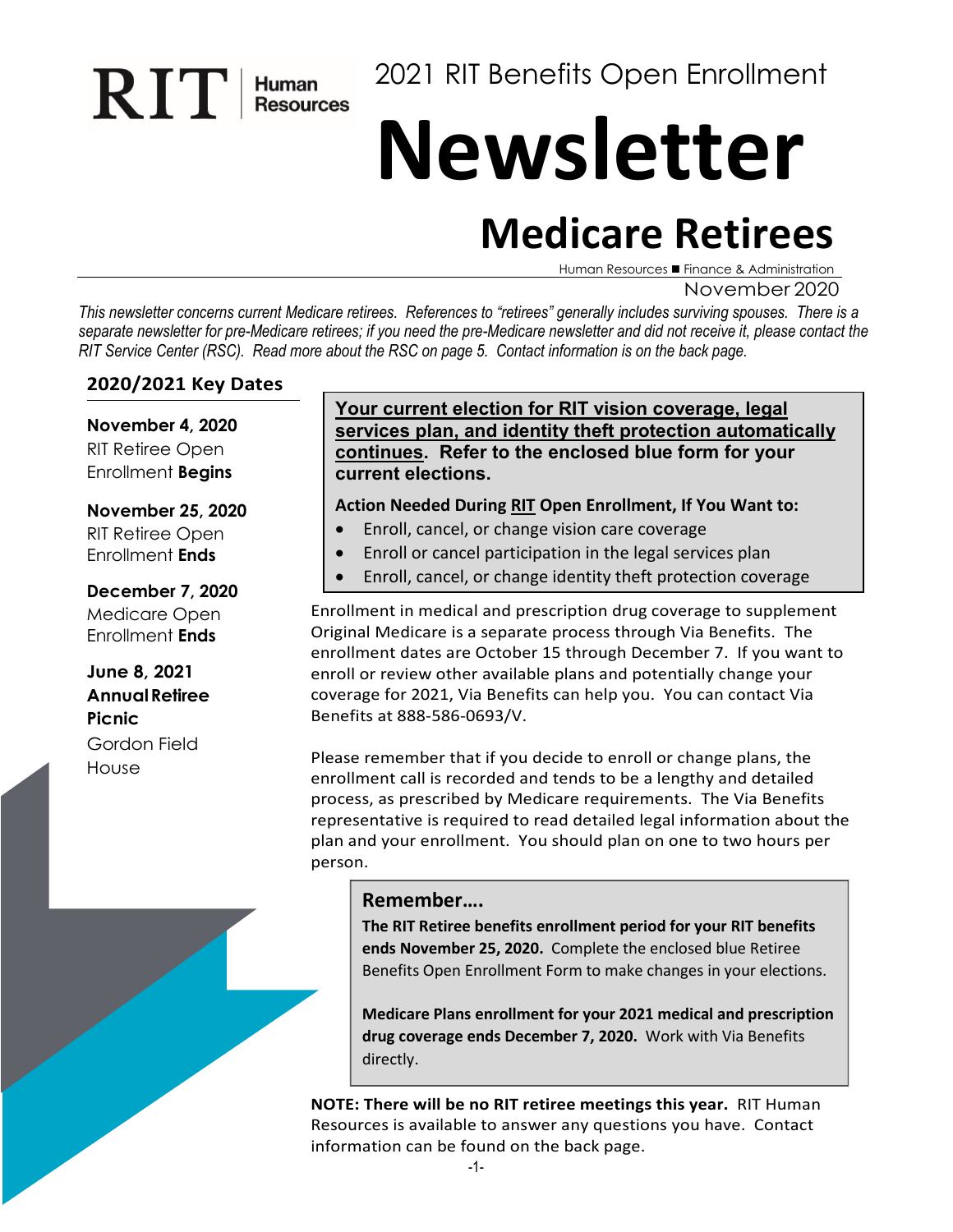RIT | Human Resources

2021 RIT Benefits Open Enrollment

# Newsletter

# Medicare Retirees

Human Resources ■ Finance & Administration

November 2020

*This newsletter concerns current Medicare retirees. References to "retirees" generally includes surviving spouses. There is a separate newsletter for pre-Medicare retirees; if you need the pre-Medicare newsletter and did not receive it, please contact the RIT Service Center (RSC). Read more about the RSC on page 5. Contact information is on the back page.*

## 2020/2021 Key Dates

**November 4, 2020**
RIT Retiree Open Enrollment **Begins**

**November 25, 2020**
RIT Retiree Open Enrollment **Ends**

**December 7, 2020**
Medicare Open Enrollment **Ends**

**June 8, 2021**
**Annual Retiree Picnic**
Gordon Field House

**Your current election for RIT vision coverage, legal services plan, and identity theft protection automatically continues. Refer to the enclosed blue form for your current elections.**

**Action Needed During RIT Open Enrollment, If You Want to:**

- Enroll, cancel, or change vision care coverage
- Enroll or cancel participation in the legal services plan
- Enroll, cancel, or change identity theft protection coverage

Enrollment in medical and prescription drug coverage to supplement Original Medicare is a separate process through Via Benefits. The enrollment dates are October 15 through December 7. If you want to enroll or review other available plans and potentially change your coverage for 2021, Via Benefits can help you. You can contact Via Benefits at 888-586-0693/V.

Please remember that if you decide to enroll or change plans, the enrollment call is recorded and tends to be a lengthy and detailed process, as prescribed by Medicare requirements. The Via Benefits representative is required to read detailed legal information about the plan and your enrollment. You should plan on one to two hours per person.

### Remember….

**The RIT Retiree benefits enrollment period for your RIT benefits ends November 25, 2020.** Complete the enclosed blue Retiree Benefits Open Enrollment Form to make changes in your elections.

**Medicare Plans enrollment for your 2021 medical and prescription drug coverage ends December 7, 2020.** Work with Via Benefits directly.

**NOTE: There will be no RIT retiree meetings this year.** RIT Human Resources is available to answer any questions you have. Contact information can be found on the back page.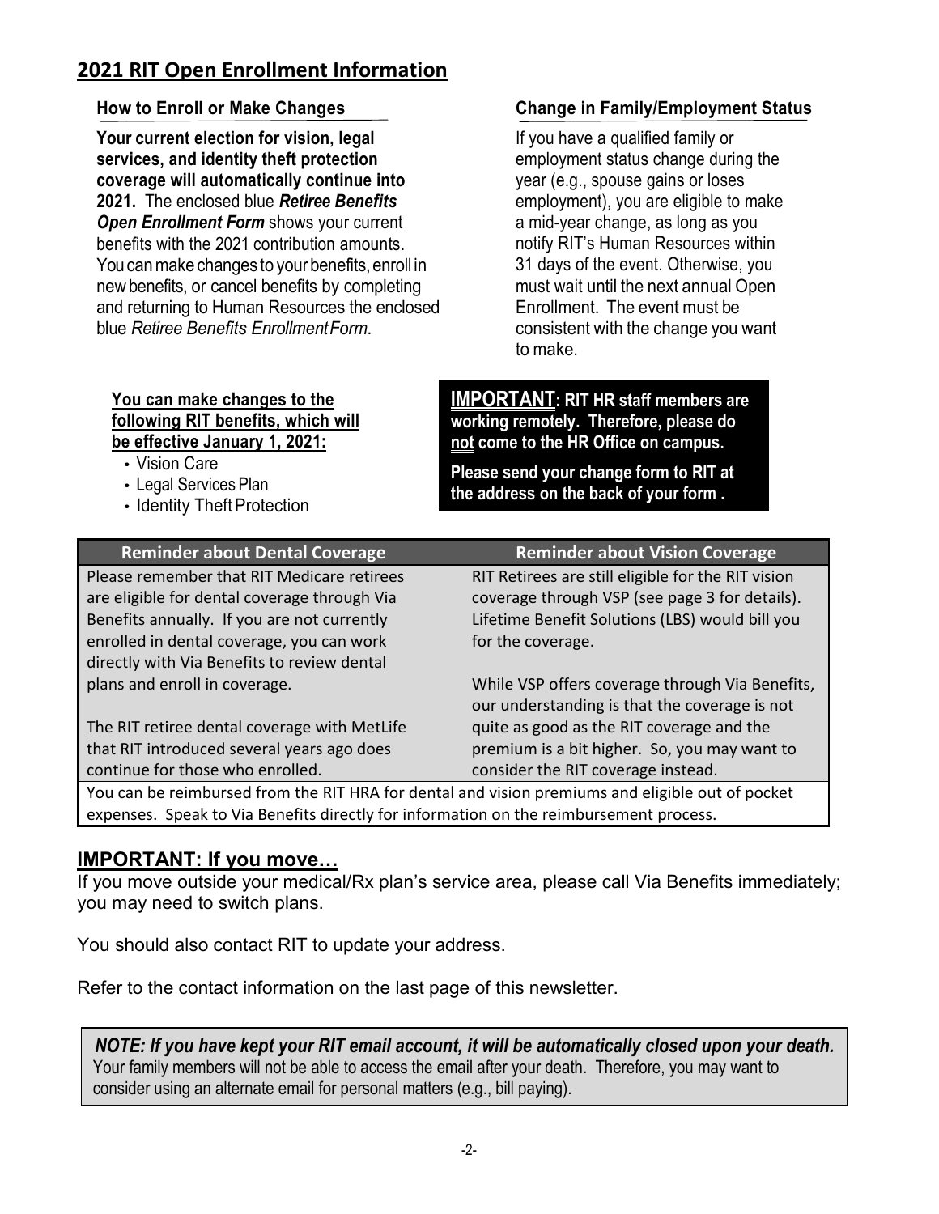## 2021 RIT Open Enrollment Information

### How to Enroll or Make Changes

**Your current election for vision, legal services, and identity theft protection coverage will automatically continue into 2021.** The enclosed blue ***Retiree Benefits Open Enrollment Form*** shows your current benefits with the 2021 contribution amounts. You can make changes to your benefits, enroll in new benefits, or cancel benefits by completing and returning to Human Resources the enclosed blue *Retiree Benefits Enrollment Form*.

### Change in Family/Employment Status

If you have a qualified family or employment status change during the year (e.g., spouse gains or loses employment), you are eligible to make a mid-year change, as long as you notify RIT's Human Resources within 31 days of the event. Otherwise, you must wait until the next annual Open Enrollment. The event must be consistent with the change you want to make.

**You can make changes to the following RIT benefits, which will be effective January 1, 2021:**

- Vision Care
- Legal Services Plan
- Identity Theft Protection

**IMPORTANT: RIT HR staff members are working remotely. Therefore, please do not come to the HR Office on campus.**

**Please send your change form to RIT at the address on the back of your form .**

| Reminder about Dental Coverage | Reminder about Vision Coverage |
|---|---|
| Please remember that RIT Medicare retirees are eligible for dental coverage through Via Benefits annually. If you are not currently enrolled in dental coverage, you can work directly with Via Benefits to review dental plans and enroll in coverage.<br><br>The RIT retiree dental coverage with MetLife that RIT introduced several years ago does continue for those who enrolled. | RIT Retirees are still eligible for the RIT vision coverage through VSP (see page 3 for details). Lifetime Benefit Solutions (LBS) would bill you for the coverage.<br><br>While VSP offers coverage through Via Benefits, our understanding is that the coverage is not quite as good as the RIT coverage and the premium is a bit higher. So, you may want to consider the RIT coverage instead. |
| You can be reimbursed from the RIT HRA for dental and vision premiums and eligible out of pocket expenses. Speak to Via Benefits directly for information on the reimbursement process. | |

### IMPORTANT: If you move…

If you move outside your medical/Rx plan's service area, please call Via Benefits immediately; you may need to switch plans.

You should also contact RIT to update your address.

Refer to the contact information on the last page of this newsletter.

***NOTE: If you have kept your RIT email account, it will be automatically closed upon your death.*** Your family members will not be able to access the email after your death. Therefore, you may want to consider using an alternate email for personal matters (e.g., bill paying).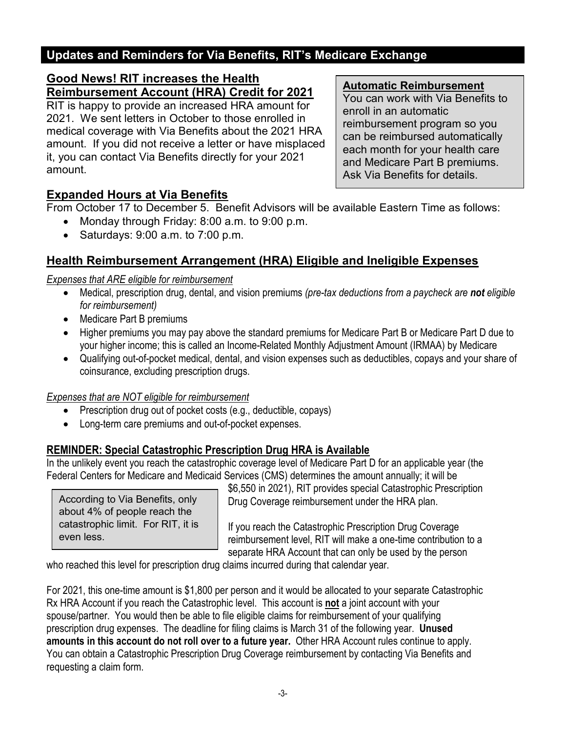## Updates and Reminders for Via Benefits, RIT's Medicare Exchange

### Good News! RIT increases the Health Reimbursement Account (HRA) Credit for 2021

RIT is happy to provide an increased HRA amount for 2021. We sent letters in October to those enrolled in medical coverage with Via Benefits about the 2021 HRA amount. If you did not receive a letter or have misplaced it, you can contact Via Benefits directly for your 2021 amount.

**Automatic Reimbursement**

You can work with Via Benefits to enroll in an automatic reimbursement program so you can be reimbursed automatically each month for your health care and Medicare Part B premiums. Ask Via Benefits for details.

### Expanded Hours at Via Benefits

From October 17 to December 5. Benefit Advisors will be available Eastern Time as follows:

- Monday through Friday: 8:00 a.m. to 9:00 p.m.
- Saturdays: 9:00 a.m. to 7:00 p.m.

### Health Reimbursement Arrangement (HRA) Eligible and Ineligible Expenses

*Expenses that ARE eligible for reimbursement*

- Medical, prescription drug, dental, and vision premiums *(pre-tax deductions from a paycheck are **not** eligible for reimbursement)*
- Medicare Part B premiums
- Higher premiums you may pay above the standard premiums for Medicare Part B or Medicare Part D due to your higher income; this is called an Income-Related Monthly Adjustment Amount (IRMAA) by Medicare
- Qualifying out-of-pocket medical, dental, and vision expenses such as deductibles, copays and your share of coinsurance, excluding prescription drugs.

*Expenses that are NOT eligible for reimbursement*

- Prescription drug out of pocket costs (e.g., deductible, copays)
- Long-term care premiums and out-of-pocket expenses.

### REMINDER: Special Catastrophic Prescription Drug HRA is Available

In the unlikely event you reach the catastrophic coverage level of Medicare Part D for an applicable year (the Federal Centers for Medicare and Medicaid Services (CMS) determines the amount annually; it will be $6,550 in 2021), RIT provides special Catastrophic Prescription Drug Coverage reimbursement under the HRA plan.

> According to Via Benefits, only about 4% of people reach the catastrophic limit. For RIT, it is even less.

If you reach the Catastrophic Prescription Drug Coverage reimbursement level, RIT will make a one-time contribution to a separate HRA Account that can only be used by the person who reached this level for prescription drug claims incurred during that calendar year.

For 2021, this one-time amount is $1,800 per person and it would be allocated to your separate Catastrophic Rx HRA Account if you reach the Catastrophic level. This account is **not** a joint account with your spouse/partner. You would then be able to file eligible claims for reimbursement of your qualifying prescription drug expenses. The deadline for filing claims is March 31 of the following year. **Unused amounts in this account do not roll over to a future year.** Other HRA Account rules continue to apply. You can obtain a Catastrophic Prescription Drug Coverage reimbursement by contacting Via Benefits and requesting a claim form.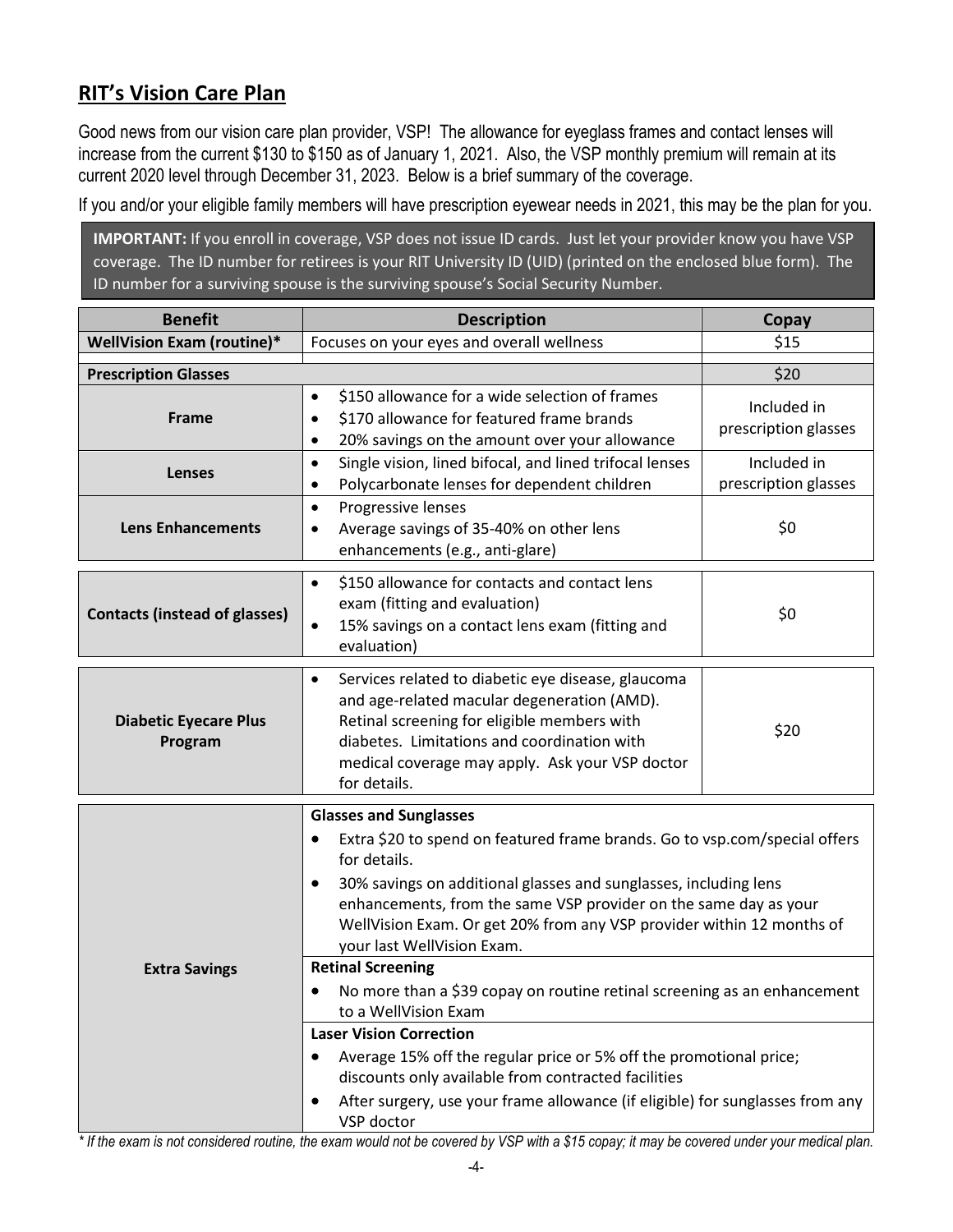## RIT's Vision Care Plan

Good news from our vision care plan provider, VSP! The allowance for eyeglass frames and contact lenses will increase from the current $130 to $150 as of January 1, 2021. Also, the VSP monthly premium will remain at its current 2020 level through December 31, 2023. Below is a brief summary of the coverage.

If you and/or your eligible family members will have prescription eyewear needs in 2021, this may be the plan for you.

> **IMPORTANT:** If you enroll in coverage, VSP does not issue ID cards. Just let your provider know you have VSP coverage. The ID number for retirees is your RIT University ID (UID) (printed on the enclosed blue form). The ID number for a surviving spouse is the surviving spouse's Social Security Number.

| Benefit | Description | Copay |
|---|---|---|
| **WellVision Exam (routine)*** | Focuses on your eyes and overall wellness | $15 |
| **Prescription Glasses** | | $20 |
| **Frame** | • $150 allowance for a wide selection of frames<br>• $170 allowance for featured frame brands<br>• 20% savings on the amount over your allowance | Included in prescription glasses |
| **Lenses** | • Single vision, lined bifocal, and lined trifocal lenses<br>• Polycarbonate lenses for dependent children | Included in prescription glasses |
| **Lens Enhancements** | • Progressive lenses<br>• Average savings of 35-40% on other lens enhancements (e.g., anti-glare) | $0 |
| **Contacts (instead of glasses)** | • $150 allowance for contacts and contact lens exam (fitting and evaluation)<br>• 15% savings on a contact lens exam (fitting and evaluation) | $0 |
| **Diabetic Eyecare Plus Program** | • Services related to diabetic eye disease, glaucoma and age-related macular degeneration (AMD). Retinal screening for eligible members with diabetes. Limitations and coordination with medical coverage may apply. Ask your VSP doctor for details. | $20 |
| **Extra Savings** | **Glasses and Sunglasses**<br>• Extra $20 to spend on featured frame brands. Go to vsp.com/special offers for details.<br>• 30% savings on additional glasses and sunglasses, including lens enhancements, from the same VSP provider on the same day as your WellVision Exam. Or get 20% from any VSP provider within 12 months of your last WellVision Exam.<br>**Retinal Screening**<br>• No more than a $39 copay on routine retinal screening as an enhancement to a WellVision Exam<br>**Laser Vision Correction**<br>• Average 15% off the regular price or 5% off the promotional price; discounts only available from contracted facilities<br>• After surgery, use your frame allowance (if eligible) for sunglasses from any VSP doctor | |

*\* If the exam is not considered routine, the exam would not be covered by VSP with a $15 copay; it may be covered under your medical plan.*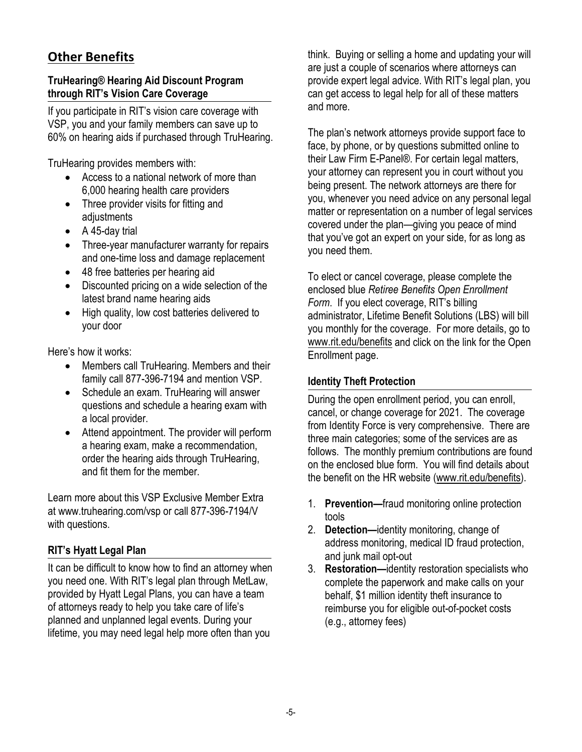## Other Benefits

### TruHearing® Hearing Aid Discount Program through RIT's Vision Care Coverage

If you participate in RIT's vision care coverage with VSP, you and your family members can save up to 60% on hearing aids if purchased through TruHearing.

TruHearing provides members with:

- Access to a national network of more than 6,000 hearing health care providers
- Three provider visits for fitting and adjustments
- A 45-day trial
- Three-year manufacturer warranty for repairs and one-time loss and damage replacement
- 48 free batteries per hearing aid
- Discounted pricing on a wide selection of the latest brand name hearing aids
- High quality, low cost batteries delivered to your door

Here's how it works:

- Members call TruHearing. Members and their family call 877-396-7194 and mention VSP.
- Schedule an exam. TruHearing will answer questions and schedule a hearing exam with a local provider.
- Attend appointment. The provider will perform a hearing exam, make a recommendation, order the hearing aids through TruHearing, and fit them for the member.

Learn more about this VSP Exclusive Member Extra at www.truhearing.com/vsp or call 877-396-7194/V with questions.

### RIT's Hyatt Legal Plan

It can be difficult to know how to find an attorney when you need one. With RIT's legal plan through MetLaw, provided by Hyatt Legal Plans, you can have a team of attorneys ready to help you take care of life's planned and unplanned legal events. During your lifetime, you may need legal help more often than you think. Buying or selling a home and updating your will are just a couple of scenarios where attorneys can provide expert legal advice. With RIT's legal plan, you can get access to legal help for all of these matters and more.

The plan's network attorneys provide support face to face, by phone, or by questions submitted online to their Law Firm E-Panel®. For certain legal matters, your attorney can represent you in court without you being present. The network attorneys are there for you, whenever you need advice on any personal legal matter or representation on a number of legal services covered under the plan—giving you peace of mind that you've got an expert on your side, for as long as you need them.

To elect or cancel coverage, please complete the enclosed blue *Retiree Benefits Open Enrollment Form*. If you elect coverage, RIT's billing administrator, Lifetime Benefit Solutions (LBS) will bill you monthly for the coverage. For more details, go to www.rit.edu/benefits and click on the link for the Open Enrollment page.

### Identity Theft Protection

During the open enrollment period, you can enroll, cancel, or change coverage for 2021. The coverage from Identity Force is very comprehensive. There are three main categories; some of the services are as follows. The monthly premium contributions are found on the enclosed blue form. You will find details about the benefit on the HR website (www.rit.edu/benefits).

1. **Prevention—**fraud monitoring online protection tools
2. **Detection—**identity monitoring, change of address monitoring, medical ID fraud protection, and junk mail opt-out
3. **Restoration—**identity restoration specialists who complete the paperwork and make calls on your behalf, $1 million identity theft insurance to reimburse you for eligible out-of-pocket costs (e.g., attorney fees)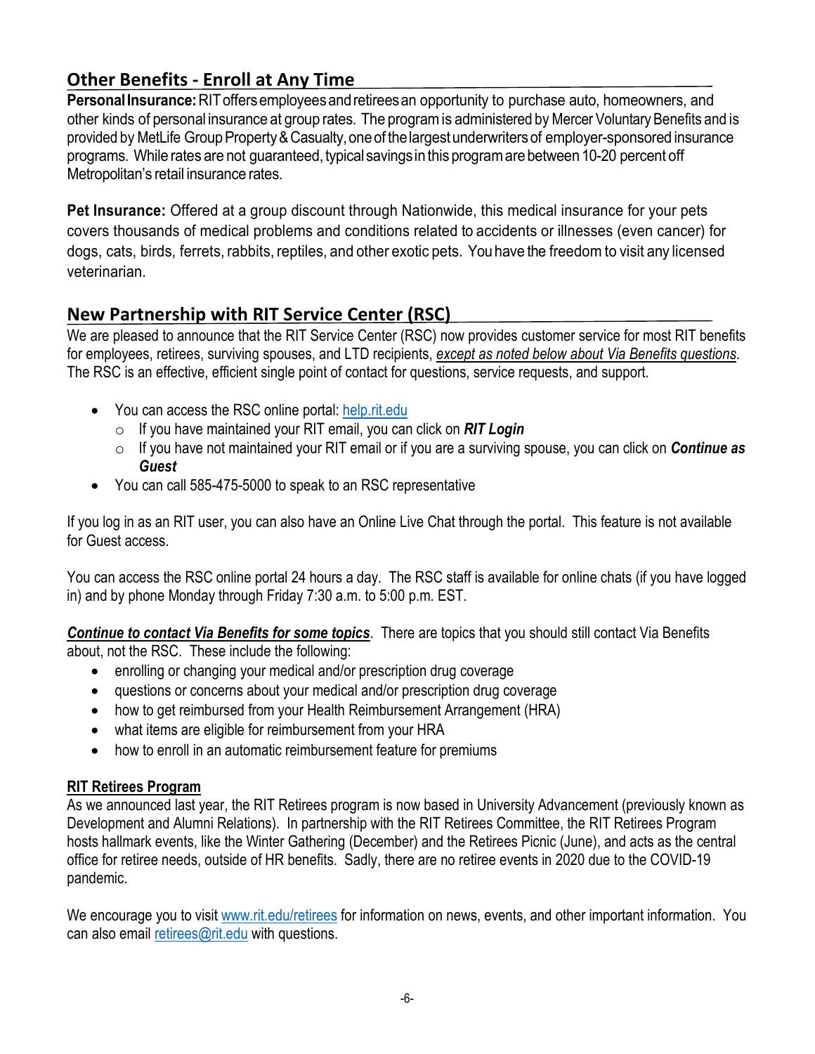## Other Benefits - Enroll at Any Time

**Personal Insurance:** RIT offers employees and retirees an opportunity to purchase auto, homeowners, and other kinds of personal insurance at group rates. The program is administered by Mercer Voluntary Benefits and is provided by MetLife Group Property & Casualty, one of the largest underwriters of employer-sponsored insurance programs. While rates are not guaranteed, typical savings in this program are between 10-20 percent off Metropolitan's retail insurance rates.

**Pet Insurance:** Offered at a group discount through Nationwide, this medical insurance for your pets covers thousands of medical problems and conditions related to accidents or illnesses (even cancer) for dogs, cats, birds, ferrets, rabbits, reptiles, and other exotic pets. You have the freedom to visit any licensed veterinarian.

## New Partnership with RIT Service Center (RSC)

We are pleased to announce that the RIT Service Center (RSC) now provides customer service for most RIT benefits for employees, retirees, surviving spouses, and LTD recipients, *except as noted below about Via Benefits questions*. The RSC is an effective, efficient single point of contact for questions, service requests, and support.

- You can access the RSC online portal: help.rit.edu
  - If you have maintained your RIT email, you can click on ***RIT Login***
  - If you have not maintained your RIT email or if you are a surviving spouse, you can click on ***Continue as Guest***
- You can call 585-475-5000 to speak to an RSC representative

If you log in as an RIT user, you can also have an Online Live Chat through the portal. This feature is not available for Guest access.

You can access the RSC online portal 24 hours a day. The RSC staff is available for online chats (if you have logged in) and by phone Monday through Friday 7:30 a.m. to 5:00 p.m. EST.

***Continue to contact Via Benefits for some topics***. There are topics that you should still contact Via Benefits about, not the RSC. These include the following:

- enrolling or changing your medical and/or prescription drug coverage
- questions or concerns about your medical and/or prescription drug coverage
- how to get reimbursed from your Health Reimbursement Arrangement (HRA)
- what items are eligible for reimbursement from your HRA
- how to enroll in an automatic reimbursement feature for premiums

### RIT Retirees Program

As we announced last year, the RIT Retirees program is now based in University Advancement (previously known as Development and Alumni Relations). In partnership with the RIT Retirees Committee, the RIT Retirees Program hosts hallmark events, like the Winter Gathering (December) and the Retirees Picnic (June), and acts as the central office for retiree needs, outside of HR benefits. Sadly, there are no retiree events in 2020 due to the COVID-19 pandemic.

We encourage you to visit www.rit.edu/retirees for information on news, events, and other important information. You can also email retirees@rit.edu with questions.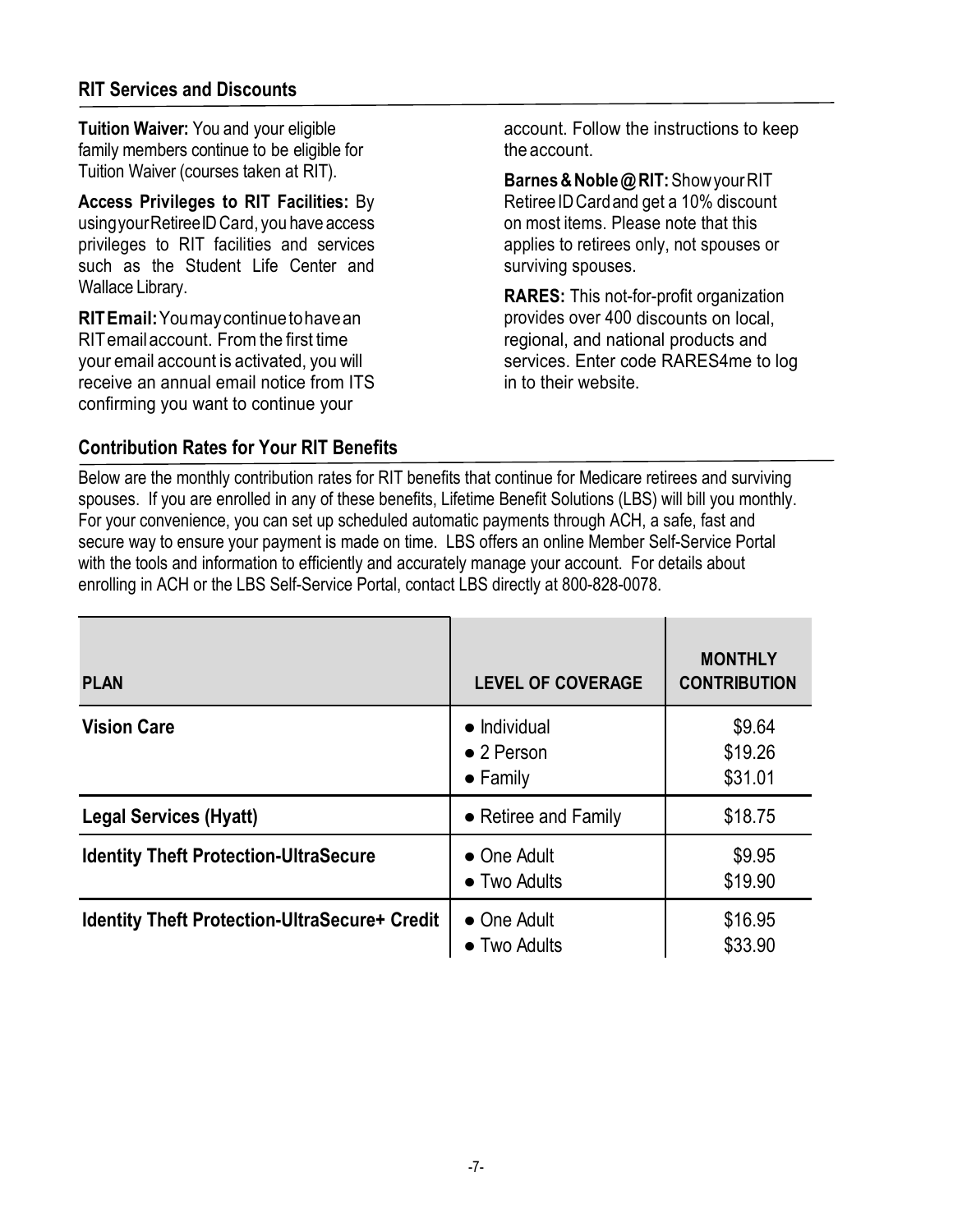## RIT Services and Discounts

**Tuition Waiver:** You and your eligible family members continue to be eligible for Tuition Waiver (courses taken at RIT).

**Access Privileges to RIT Facilities:** By using your Retiree ID Card, you have access privileges to RIT facilities and services such as the Student Life Center and Wallace Library.

**RIT Email:** You may continue to have an RIT email account. From the first time your email account is activated, you will receive an annual email notice from ITS confirming you want to continue your account. Follow the instructions to keep the account.

**Barnes & Noble @ RIT:** Show your RIT Retiree ID Card and get a 10% discount on most items. Please note that this applies to retirees only, not spouses or surviving spouses.

**RARES:** This not-for-profit organization provides over 400 discounts on local, regional, and national products and services. Enter code RARES4me to log in to their website.

## Contribution Rates for Your RIT Benefits

Below are the monthly contribution rates for RIT benefits that continue for Medicare retirees and surviving spouses. If you are enrolled in any of these benefits, Lifetime Benefit Solutions (LBS) will bill you monthly. For your convenience, you can set up scheduled automatic payments through ACH, a safe, fast and secure way to ensure your payment is made on time. LBS offers an online Member Self-Service Portal with the tools and information to efficiently and accurately manage your account. For details about enrolling in ACH or the LBS Self-Service Portal, contact LBS directly at 800-828-0078.

| PLAN | LEVEL OF COVERAGE | MONTHLY CONTRIBUTION |
|---|---|---|
| **Vision Care** | • Individual<br>• 2 Person<br>• Family | \$9.64<br>\$19.26<br>\$31.01 |
| **Legal Services (Hyatt)** | • Retiree and Family | \$18.75 |
| **Identity Theft Protection-UltraSecure** | • One Adult<br>• Two Adults | \$9.95<br>\$19.90 |
| **Identity Theft Protection-UltraSecure+ Credit** | • One Adult<br>• Two Adults | \$16.95<br>\$33.90 |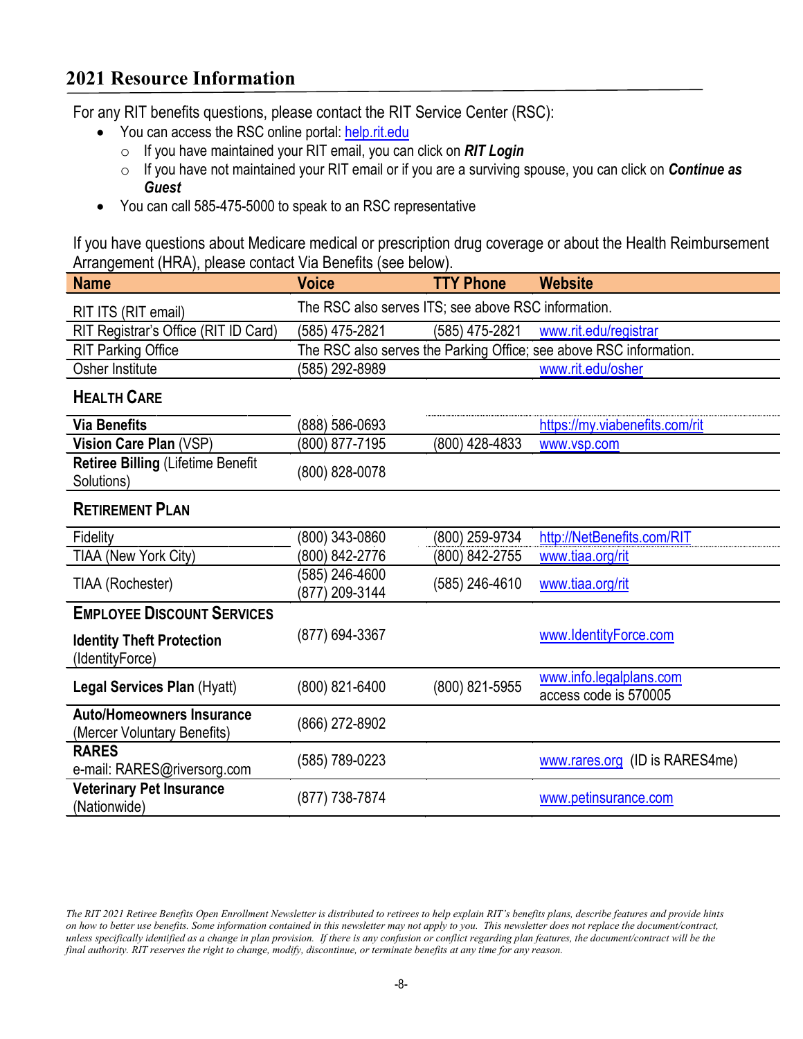## 2021 Resource Information

For any RIT benefits questions, please contact the RIT Service Center (RSC):

- You can access the RSC online portal: help.rit.edu
  - If you have maintained your RIT email, you can click on ***RIT Login***
  - If you have not maintained your RIT email or if you are a surviving spouse, you can click on ***Continue as Guest***
- You can call 585-475-5000 to speak to an RSC representative

If you have questions about Medicare medical or prescription drug coverage or about the Health Reimbursement Arrangement (HRA), please contact Via Benefits (see below).

| Name | Voice | TTY Phone | Website |
|---|---|---|---|
| RIT ITS (RIT email) | The RSC also serves ITS; see above RSC information. | | |
| RIT Registrar's Office (RIT ID Card) | (585) 475-2821 | (585) 475-2821 | www.rit.edu/registrar |
| RIT Parking Office | The RSC also serves the Parking Office; see above RSC information. | | |
| Osher Institute | (585) 292-8989 | | www.rit.edu/osher |
| **HEALTH CARE** | | | |
| **Via Benefits** | (888) 586-0693 | | https://my.viabenefits.com/rit |
| **Vision Care Plan** (VSP) | (800) 877-7195 | (800) 428-4833 | www.vsp.com |
| **Retiree Billing** (Lifetime Benefit Solutions) | (800) 828-0078 | | |
| **RETIREMENT PLAN** | | | |
| Fidelity | (800) 343-0860 | (800) 259-9734 | http://NetBenefits.com/RIT |
| TIAA (New York City) | (800) 842-2776 | (800) 842-2755 | www.tiaa.org/rit |
| TIAA (Rochester) | (585) 246-4600<br>(877) 209-3144 | (585) 246-4610 | www.tiaa.org/rit |
| **EMPLOYEE DISCOUNT SERVICES** | | | |
| **Identity Theft Protection** (IdentityForce) | (877) 694-3367 | | www.IdentityForce.com |
| **Legal Services Plan** (Hyatt) | (800) 821-6400 | (800) 821-5955 | www.info.legalplans.com<br>access code is 570005 |
| **Auto/Homeowners Insurance** (Mercer Voluntary Benefits) | (866) 272-8902 | | |
| **RARES**<br>e-mail: RARES@riversorg.com | (585) 789-0223 | | www.rares.org (ID is RARES4me) |
| **Veterinary Pet Insurance** (Nationwide) | (877) 738-7874 | | www.petinsurance.com |

*The RIT 2021 Retiree Benefits Open Enrollment Newsletter is distributed to retirees to help explain RIT's benefits plans, describe features and provide hints on how to better use benefits. Some information contained in this newsletter may not apply to you. This newsletter does not replace the document/contract, unless specifically identified as a change in plan provision. If there is any confusion or conflict regarding plan features, the document/contract will be the final authority. RIT reserves the right to change, modify, discontinue, or terminate benefits at any time for any reason.*